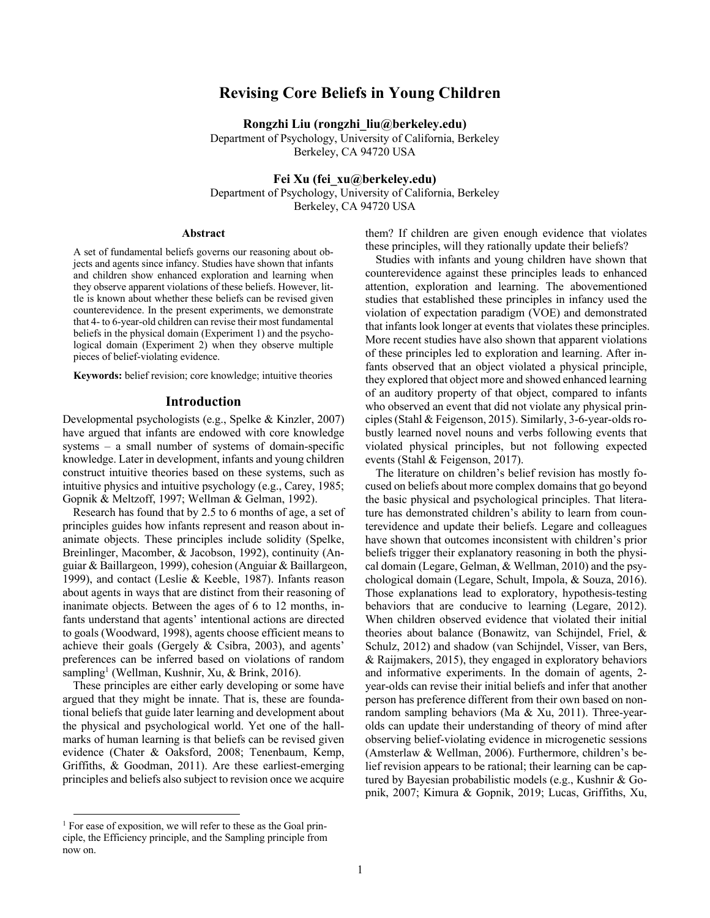# Revising Core Beliefs in Young Children

**Rongzhi Liu (rongzhi_liu@berkeley.edu)**
Department of Psychology, University of California, Berkeley
Berkeley, CA 94720 USA

**Fei Xu (fei_xu@berkeley.edu)**
Department of Psychology, University of California, Berkeley
Berkeley, CA 94720 USA

## Abstract

A set of fundamental beliefs governs our reasoning about objects and agents since infancy. Studies have shown that infants and children show enhanced exploration and learning when they observe apparent violations of these beliefs. However, little is known about whether these beliefs can be revised given counterevidence. In the present experiments, we demonstrate that 4- to 6-year-old children can revise their most fundamental beliefs in the physical domain (Experiment 1) and the psychological domain (Experiment 2) when they observe multiple pieces of belief-violating evidence.

**Keywords:** belief revision; core knowledge; intuitive theories

## Introduction

Developmental psychologists (e.g., Spelke & Kinzler, 2007) have argued that infants are endowed with core knowledge systems – a small number of systems of domain-specific knowledge. Later in development, infants and young children construct intuitive theories based on these systems, such as intuitive physics and intuitive psychology (e.g., Carey, 1985; Gopnik & Meltzoff, 1997; Wellman & Gelman, 1992).

Research has found that by 2.5 to 6 months of age, a set of principles guides how infants represent and reason about inanimate objects. These principles include solidity (Spelke, Breinlinger, Macomber, & Jacobson, 1992), continuity (Anguiar & Baillargeon, 1999), cohesion (Anguiar & Baillargeon, 1999), and contact (Leslie & Keeble, 1987). Infants reason about agents in ways that are distinct from their reasoning of inanimate objects. Between the ages of 6 to 12 months, infants understand that agents' intentional actions are directed to goals (Woodward, 1998), agents choose efficient means to achieve their goals (Gergely & Csibra, 2003), and agents' preferences can be inferred based on violations of random sampling[1] (Wellman, Kushnir, Xu, & Brink, 2016).

These principles are either early developing or some have argued that they might be innate. That is, these are foundational beliefs that guide later learning and development about the physical and psychological world. Yet one of the hallmarks of human learning is that beliefs can be revised given evidence (Chater & Oaksford, 2008; Tenenbaum, Kemp, Griffiths, & Goodman, 2011). Are these earliest-emerging principles and beliefs also subject to revision once we acquire them? If children are given enough evidence that violates these principles, will they rationally update their beliefs?

Studies with infants and young children have shown that counterevidence against these principles leads to enhanced attention, exploration and learning. The abovementioned studies that established these principles in infancy used the violation of expectation paradigm (VOE) and demonstrated that infants look longer at events that violates these principles. More recent studies have also shown that apparent violations of these principles led to exploration and learning. After infants observed that an object violated a physical principle, they explored that object more and showed enhanced learning of an auditory property of that object, compared to infants who observed an event that did not violate any physical principles (Stahl & Feigenson, 2015). Similarly, 3-6-year-olds robustly learned novel nouns and verbs following events that violated physical principles, but not following expected events (Stahl & Feigenson, 2017).

The literature on children's belief revision has mostly focused on beliefs about more complex domains that go beyond the basic physical and psychological principles. That literature has demonstrated children's ability to learn from counterevidence and update their beliefs. Legare and colleagues have shown that outcomes inconsistent with children's prior beliefs trigger their explanatory reasoning in both the physical domain (Legare, Gelman, & Wellman, 2010) and the psychological domain (Legare, Schult, Impola, & Souza, 2016). Those explanations lead to exploratory, hypothesis-testing behaviors that are conducive to learning (Legare, 2012). When children observed evidence that violated their initial theories about balance (Bonawitz, van Schijndel, Friel, & Schulz, 2012) and shadow (van Schijndel, Visser, van Bers, & Raijmakers, 2015), they engaged in exploratory behaviors and informative experiments. In the domain of agents, 2-year-olds can revise their initial beliefs and infer that another person has preference different from their own based on non-random sampling behaviors (Ma & Xu, 2011). Three-year-olds can update their understanding of theory of mind after observing belief-violating evidence in microgenetic sessions (Amsterlaw & Wellman, 2006). Furthermore, children's belief revision appears to be rational; their learning can be captured by Bayesian probabilistic models (e.g., Kushnir & Gopnik, 2007; Kimura & Gopnik, 2019; Lucas, Griffiths, Xu,

[1] For ease of exposition, we will refer to these as the Goal principle, the Efficiency principle, and the Sampling principle from now on.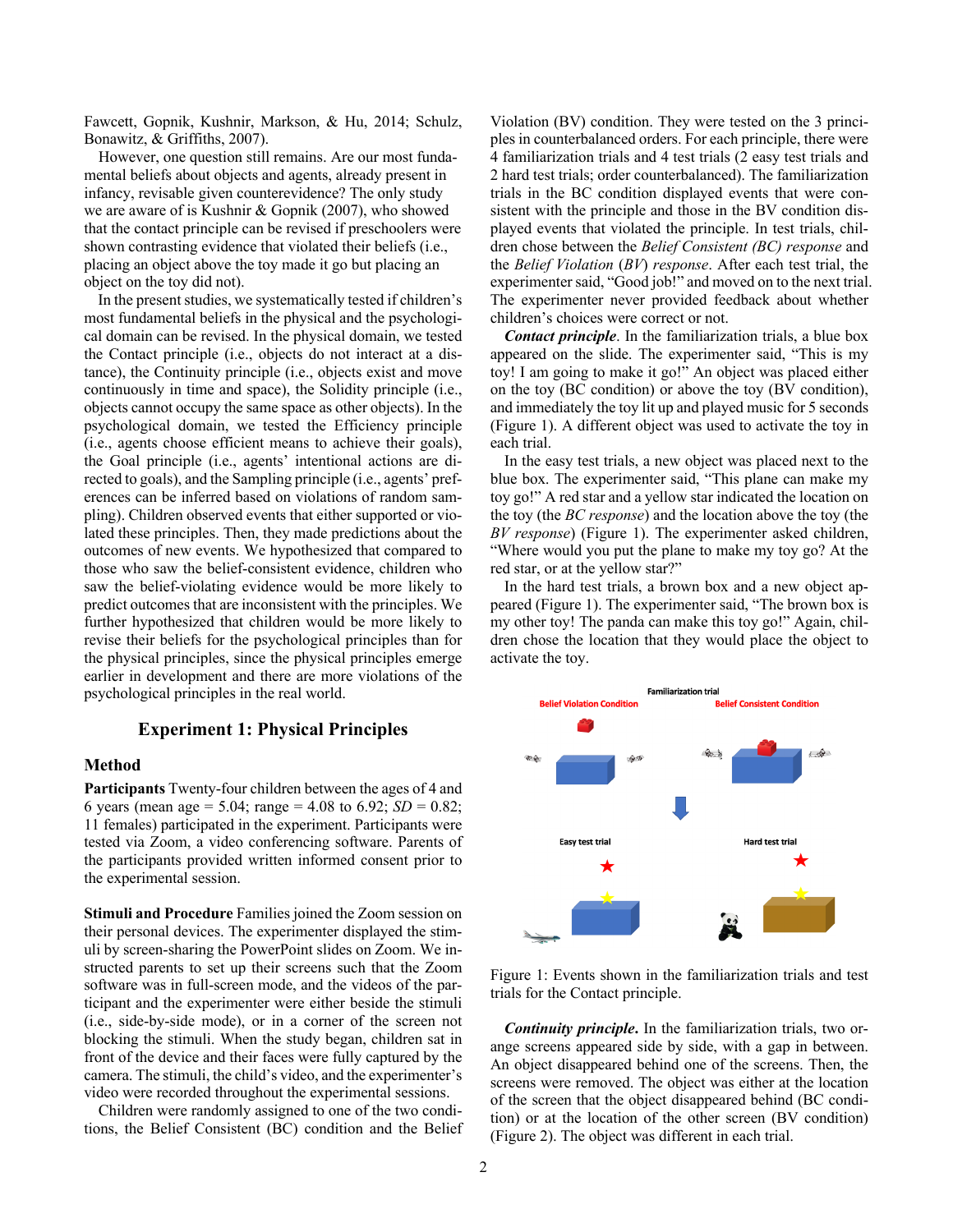Fawcett, Gopnik, Kushnir, Markson, & Hu, 2014; Schulz, Bonawitz, & Griffiths, 2007).

However, one question still remains. Are our most fundamental beliefs about objects and agents, already present in infancy, revisable given counterevidence? The only study we are aware of is Kushnir & Gopnik (2007), who showed that the contact principle can be revised if preschoolers were shown contrasting evidence that violated their beliefs (i.e., placing an object above the toy made it go but placing an object on the toy did not).

In the present studies, we systematically tested if children's most fundamental beliefs in the physical and the psychological domain can be revised. In the physical domain, we tested the Contact principle (i.e., objects do not interact at a distance), the Continuity principle (i.e., objects exist and move continuously in time and space), the Solidity principle (i.e., objects cannot occupy the same space as other objects). In the psychological domain, we tested the Efficiency principle (i.e., agents choose efficient means to achieve their goals), the Goal principle (i.e., agents' intentional actions are directed to goals), and the Sampling principle (i.e., agents' preferences can be inferred based on violations of random sampling). Children observed events that either supported or violated these principles. Then, they made predictions about the outcomes of new events. We hypothesized that compared to those who saw the belief-consistent evidence, children who saw the belief-violating evidence would be more likely to predict outcomes that are inconsistent with the principles. We further hypothesized that children would be more likely to revise their beliefs for the psychological principles than for the physical principles, since the physical principles emerge earlier in development and there are more violations of the psychological principles in the real world.

## Experiment 1: Physical Principles

### Method

**Participants** Twenty-four children between the ages of 4 and 6 years (mean age = 5.04; range = 4.08 to 6.92; *SD* = 0.82; 11 females) participated in the experiment. Participants were tested via Zoom, a video conferencing software. Parents of the participants provided written informed consent prior to the experimental session.

**Stimuli and Procedure** Families joined the Zoom session on their personal devices. The experimenter displayed the stimuli by screen-sharing the PowerPoint slides on Zoom. We instructed parents to set up their screens such that the Zoom software was in full-screen mode, and the videos of the participant and the experimenter were either beside the stimuli (i.e., side-by-side mode), or in a corner of the screen not blocking the stimuli. When the study began, children sat in front of the device and their faces were fully captured by the camera. The stimuli, the child's video, and the experimenter's video were recorded throughout the experimental sessions.

Children were randomly assigned to one of the two conditions, the Belief Consistent (BC) condition and the Belief Violation (BV) condition. They were tested on the 3 principles in counterbalanced orders. For each principle, there were 4 familiarization trials and 4 test trials (2 easy test trials and 2 hard test trials; order counterbalanced). The familiarization trials in the BC condition displayed events that were consistent with the principle and those in the BV condition displayed events that violated the principle. In test trials, children chose between the *Belief Consistent (BC) response* and the *Belief Violation* (*BV*) *response*. After each test trial, the experimenter said, "Good job!" and moved on to the next trial. The experimenter never provided feedback about whether children's choices were correct or not.

***Contact principle***. In the familiarization trials, a blue box appeared on the slide. The experimenter said, "This is my toy! I am going to make it go!" An object was placed either on the toy (BC condition) or above the toy (BV condition), and immediately the toy lit up and played music for 5 seconds (Figure 1). A different object was used to activate the toy in each trial.

In the easy test trials, a new object was placed next to the blue box. The experimenter said, "This plane can make my toy go!" A red star and a yellow star indicated the location on the toy (the *BC response*) and the location above the toy (the *BV response*) (Figure 1). The experimenter asked children, "Where would you put the plane to make my toy go? At the red star, or at the yellow star?"

In the hard test trials, a brown box and a new object appeared (Figure 1). The experimenter said, "The brown box is my other toy! The panda can make this toy go!" Again, children chose the location that they would place the object to activate the toy.

Figure 1: Events shown in the familiarization trials and test trials for the Contact principle.

***Continuity principle.*** In the familiarization trials, two orange screens appeared side by side, with a gap in between. An object disappeared behind one of the screens. Then, the screens were removed. The object was either at the location of the screen that the object disappeared behind (BC condition) or at the location of the other screen (BV condition) (Figure 2). The object was different in each trial.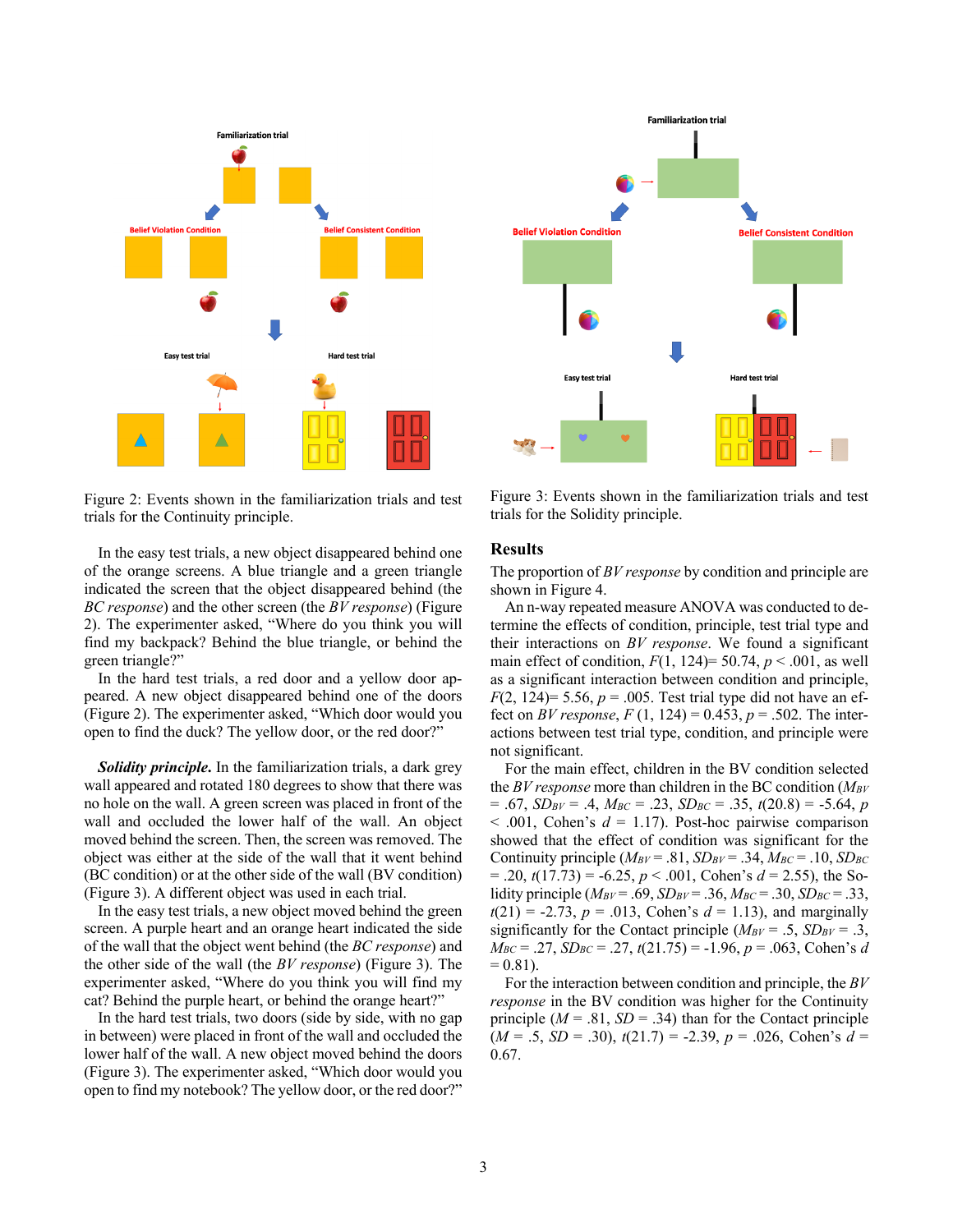Figure 2: Events shown in the familiarization trials and test trials for the Continuity principle.

In the easy test trials, a new object disappeared behind one of the orange screens. A blue triangle and a green triangle indicated the screen that the object disappeared behind (the *BC response*) and the other screen (the *BV response*) (Figure 2). The experimenter asked, "Where do you think you will find my backpack? Behind the blue triangle, or behind the green triangle?"

In the hard test trials, a red door and a yellow door appeared. A new object disappeared behind one of the doors (Figure 2). The experimenter asked, "Which door would you open to find the duck? The yellow door, or the red door?"

***Solidity principle.*** In the familiarization trials, a dark grey wall appeared and rotated 180 degrees to show that there was no hole on the wall. A green screen was placed in front of the wall and occluded the lower half of the wall. An object moved behind the screen. Then, the screen was removed. The object was either at the side of the wall that it went behind (BC condition) or at the other side of the wall (BV condition) (Figure 3). A different object was used in each trial.

In the easy test trials, a new object moved behind the green screen. A purple heart and an orange heart indicated the side of the wall that the object went behind (the *BC response*) and the other side of the wall (the *BV response*) (Figure 3). The experimenter asked, "Where do you think you will find my cat? Behind the purple heart, or behind the orange heart?"

In the hard test trials, two doors (side by side, with no gap in between) were placed in front of the wall and occluded the lower half of the wall. A new object moved behind the doors (Figure 3). The experimenter asked, "Which door would you open to find my notebook? The yellow door, or the red door?"

Figure 3: Events shown in the familiarization trials and test trials for the Solidity principle.

## Results

The proportion of *BV response* by condition and principle are shown in Figure 4.

An n-way repeated measure ANOVA was conducted to determine the effects of condition, principle, test trial type and their interactions on *BV response*. We found a significant main effect of condition, $F(1, 124) = 50.74$, $p < .001$, as well as a significant interaction between condition and principle, $F(2, 124) = 5.56$, $p = .005$. Test trial type did not have an effect on *BV response*, $F(1, 124) = 0.453$, $p = .502$. The interactions between test trial type, condition, and principle were not significant.

For the main effect, children in the BV condition selected the *BV response* more than children in the BC condition ($M_{BV} = .67$, $SD_{BV} = .4$, $M_{BC} = .23$, $SD_{BC} = .35$, $t(20.8) = -5.64$, $p < .001$, Cohen's $d = 1.17$). Post-hoc pairwise comparison showed that the effect of condition was significant for the Continuity principle ($M_{BV} = .81$, $SD_{BV} = .34$, $M_{BC} = .10$, $SD_{BC} = .20$, $t(17.73) = -6.25$, $p < .001$, Cohen's $d = 2.55$), the Solidity principle ($M_{BV} = .69$, $SD_{BV} = .36$, $M_{BC} = .30$, $SD_{BC} = .33$, $t(21) = -2.73$, $p = .013$, Cohen's $d = 1.13$), and marginally significantly for the Contact principle ($M_{BV} = .5$, $SD_{BV} = .3$, $M_{BC} = .27$, $SD_{BC} = .27$, $t(21.75) = -1.96$, $p = .063$, Cohen's $d = 0.81$).

For the interaction between condition and principle, the *BV response* in the BV condition was higher for the Continuity principle ($M = .81$, $SD = .34$) than for the Contact principle ($M = .5$, $SD = .30$), $t(21.7) = -2.39$, $p = .026$, Cohen's $d = 0.67$.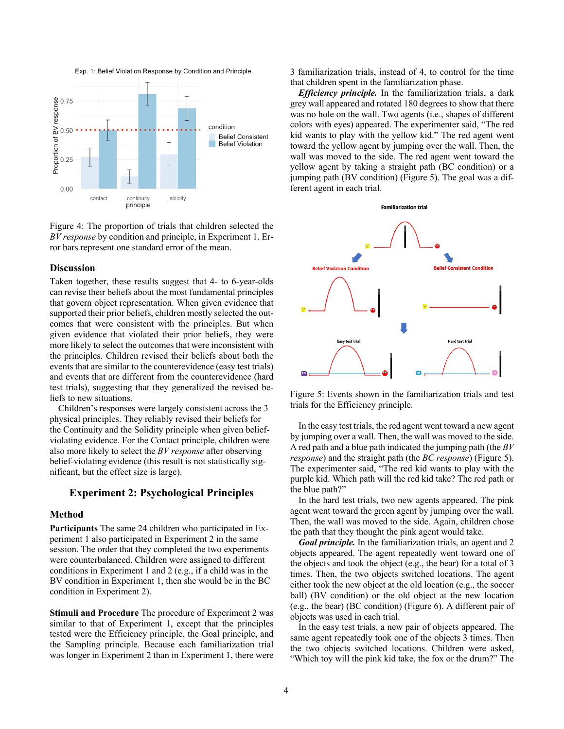Figure 4: The proportion of trials that children selected the *BV response* by condition and principle, in Experiment 1. Error bars represent one standard error of the mean.

## Discussion

Taken together, these results suggest that 4- to 6-year-olds can revise their beliefs about the most fundamental principles that govern object representation. When given evidence that supported their prior beliefs, children mostly selected the outcomes that were consistent with the principles. But when given evidence that violated their prior beliefs, they were more likely to select the outcomes that were inconsistent with the principles. Children revised their beliefs about both the events that are similar to the counterevidence (easy test trials) and events that are different from the counterevidence (hard test trials), suggesting that they generalized the revised beliefs to new situations.

Children's responses were largely consistent across the 3 physical principles. They reliably revised their beliefs for the Continuity and the Solidity principle when given belief-violating evidence. For the Contact principle, children were also more likely to select the *BV response* after observing belief-violating evidence (this result is not statistically significant, but the effect size is large).

# Experiment 2: Psychological Principles

## Method

**Participants** The same 24 children who participated in Experiment 1 also participated in Experiment 2 in the same session. The order that they completed the two experiments were counterbalanced. Children were assigned to different conditions in Experiment 1 and 2 (e.g., if a child was in the BV condition in Experiment 1, then she would be in the BC condition in Experiment 2).

**Stimuli and Procedure** The procedure of Experiment 2 was similar to that of Experiment 1, except that the principles tested were the Efficiency principle, the Goal principle, and the Sampling principle. Because each familiarization trial was longer in Experiment 2 than in Experiment 1, there were 3 familiarization trials, instead of 4, to control for the time that children spent in the familiarization phase.

***Efficiency principle.*** In the familiarization trials, a dark grey wall appeared and rotated 180 degrees to show that there was no hole on the wall. Two agents (i.e., shapes of different colors with eyes) appeared. The experimenter said, "The red kid wants to play with the yellow kid." The red agent went toward the yellow agent by jumping over the wall. Then, the wall was moved to the side. The red agent went toward the yellow agent by taking a straight path (BC condition) or a jumping path (BV condition) (Figure 5). The goal was a different agent in each trial.

Figure 5: Events shown in the familiarization trials and test trials for the Efficiency principle.

In the easy test trials, the red agent went toward a new agent by jumping over a wall. Then, the wall was moved to the side. A red path and a blue path indicated the jumping path (the *BV response*) and the straight path (the *BC response*) (Figure 5). The experimenter said, "The red kid wants to play with the purple kid. Which path will the red kid take? The red path or the blue path?"

In the hard test trials, two new agents appeared. The pink agent went toward the green agent by jumping over the wall. Then, the wall was moved to the side. Again, children chose the path that they thought the pink agent would take.

***Goal principle.*** In the familiarization trials, an agent and 2 objects appeared. The agent repeatedly went toward one of the objects and took the object (e.g., the bear) for a total of 3 times. Then, the two objects switched locations. The agent either took the new object at the old location (e.g., the soccer ball) (BV condition) or the old object at the new location (e.g., the bear) (BC condition) (Figure 6). A different pair of objects was used in each trial.

In the easy test trials, a new pair of objects appeared. The same agent repeatedly took one of the objects 3 times. Then the two objects switched locations. Children were asked, "Which toy will the pink kid take, the fox or the drum?" The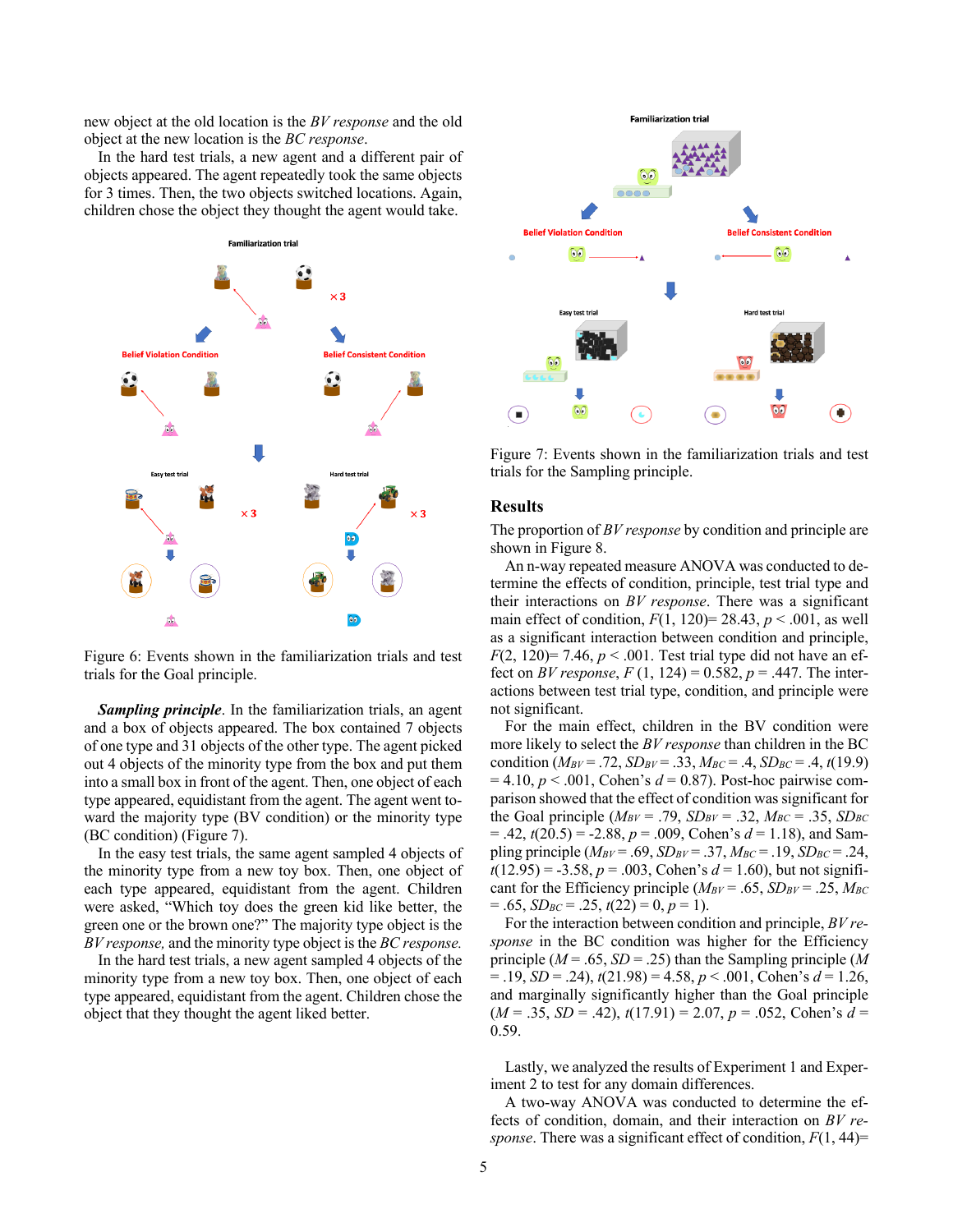new object at the old location is the *BV response* and the old object at the new location is the *BC response*.

In the hard test trials, a new agent and a different pair of objects appeared. The agent repeatedly took the same objects for 3 times. Then, the two objects switched locations. Again, children chose the object they thought the agent would take.

Figure 6: Events shown in the familiarization trials and test trials for the Goal principle.

***Sampling principle***. In the familiarization trials, an agent and a box of objects appeared. The box contained 7 objects of one type and 31 objects of the other type. The agent picked out 4 objects of the minority type from the box and put them into a small box in front of the agent. Then, one object of each type appeared, equidistant from the agent. The agent went toward the majority type (BV condition) or the minority type (BC condition) (Figure 7).

In the easy test trials, the same agent sampled 4 objects of the minority type from a new toy box. Then, one object of each type appeared, equidistant from the agent. Children were asked, "Which toy does the green kid like better, the green one or the brown one?" The majority type object is the *BV response*, and the minority type object is the *BC response*.

In the hard test trials, a new agent sampled 4 objects of the minority type from a new toy box. Then, one object of each type appeared, equidistant from the agent. Children chose the object that they thought the agent liked better.

Figure 7: Events shown in the familiarization trials and test trials for the Sampling principle.

## Results

The proportion of *BV response* by condition and principle are shown in Figure 8.

An n-way repeated measure ANOVA was conducted to determine the effects of condition, principle, test trial type and their interactions on *BV response*. There was a significant main effect of condition, $F(1, 120)$= 28.43, $p < .001$, as well as a significant interaction between condition and principle, $F(2, 120)$= 7.46, $p < .001$. Test trial type did not have an effect on *BV response*, $F(1, 124) = 0.582$, $p = .447$. The interactions between test trial type, condition, and principle were not significant.

For the main effect, children in the BV condition were more likely to select the *BV response* than children in the BC condition ($M_{BV} = .72$, $SD_{BV} = .33$, $M_{BC} = .4$, $SD_{BC} = .4$, $t(19.9) = 4.10$, $p < .001$, Cohen's $d = 0.87$). Post-hoc pairwise comparison showed that the effect of condition was significant for the Goal principle ($M_{BV} = .79$, $SD_{BV} = .32$, $M_{BC} = .35$, $SD_{BC} = .42$, $t(20.5) = -2.88$, $p = .009$, Cohen's $d = 1.18$), and Sampling principle ($M_{BV} = .69$, $SD_{BV} = .37$, $M_{BC} = .19$, $SD_{BC} = .24$, $t(12.95) = -3.58$, $p = .003$, Cohen's $d = 1.60$), but not significant for the Efficiency principle ($M_{BV} = .65$, $SD_{BV} = .25$, $M_{BC} = .65$, $SD_{BC} = .25$, $t(22) = 0$, $p = 1$).

For the interaction between condition and principle, *BV response* in the BC condition was higher for the Efficiency principle ($M = .65$, $SD = .25$) than the Sampling principle ($M = .19$, $SD = .24$), $t(21.98) = 4.58$, $p < .001$, Cohen's $d = 1.26$, and marginally significantly higher than the Goal principle ($M = .35$, $SD = .42$), $t(17.91) = 2.07$, $p = .052$, Cohen's $d = 0.59$.

Lastly, we analyzed the results of Experiment 1 and Experiment 2 to test for any domain differences.

A two-way ANOVA was conducted to determine the effects of condition, domain, and their interaction on *BV response*. There was a significant effect of condition, $F(1, 44)$=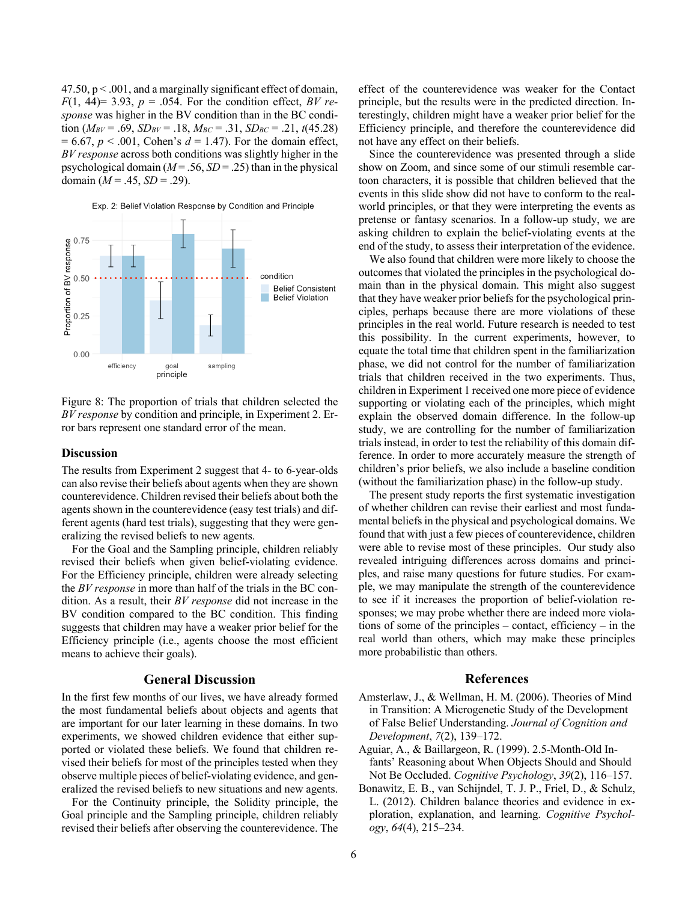47.50, p < .001, and a marginally significant effect of domain, $F(1, 44) = 3.93$, $p = .054$. For the condition effect, *BV response* was higher in the BV condition than in the BC condition ($M_{BV} = .69$, $SD_{BV} = .18$, $M_{BC} = .31$, $SD_{BC} = .21$, $t(45.28) = 6.67$, $p < .001$, Cohen's $d = 1.47$). For the domain effect, *BV response* across both conditions was slightly higher in the psychological domain ($M = .56$, $SD = .25$) than in the physical domain ($M = .45$, $SD = .29$).

Figure 8: The proportion of trials that children selected the *BV response* by condition and principle, in Experiment 2. Error bars represent one standard error of the mean.

## Discussion

The results from Experiment 2 suggest that 4- to 6-year-olds can also revise their beliefs about agents when they are shown counterevidence. Children revised their beliefs about both the agents shown in the counterevidence (easy test trials) and different agents (hard test trials), suggesting that they were generalizing the revised beliefs to new agents.

For the Goal and the Sampling principle, children reliably revised their beliefs when given belief-violating evidence. For the Efficiency principle, children were already selecting the *BV response* in more than half of the trials in the BC condition. As a result, their *BV response* did not increase in the BV condition compared to the BC condition. This finding suggests that children may have a weaker prior belief for the Efficiency principle (i.e., agents choose the most efficient means to achieve their goals).

## General Discussion

In the first few months of our lives, we have already formed the most fundamental beliefs about objects and agents that are important for our later learning in these domains. In two experiments, we showed children evidence that either supported or violated these beliefs. We found that children revised their beliefs for most of the principles tested when they observe multiple pieces of belief-violating evidence, and generalized the revised beliefs to new situations and new agents.

For the Continuity principle, the Solidity principle, the Goal principle and the Sampling principle, children reliably revised their beliefs after observing the counterevidence. The effect of the counterevidence was weaker for the Contact principle, but the results were in the predicted direction. Interestingly, children might have a weaker prior belief for the Efficiency principle, and therefore the counterevidence did not have any effect on their beliefs.

Since the counterevidence was presented through a slide show on Zoom, and since some of our stimuli resemble cartoon characters, it is possible that children believed that the events in this slide show did not have to conform to the real-world principles, or that they were interpreting the events as pretense or fantasy scenarios. In a follow-up study, we are asking children to explain the belief-violating events at the end of the study, to assess their interpretation of the evidence.

We also found that children were more likely to choose the outcomes that violated the principles in the psychological domain than in the physical domain. This might also suggest that they have weaker prior beliefs for the psychological principles, perhaps because there are more violations of these principles in the real world. Future research is needed to test this possibility. In the current experiments, however, to equate the total time that children spent in the familiarization phase, we did not control for the number of familiarization trials that children received in the two experiments. Thus, children in Experiment 1 received one more piece of evidence supporting or violating each of the principles, which might explain the observed domain difference. In the follow-up study, we are controlling for the number of familiarization trials instead, in order to test the reliability of this domain difference. In order to more accurately measure the strength of children's prior beliefs, we also include a baseline condition (without the familiarization phase) in the follow-up study.

The present study reports the first systematic investigation of whether children can revise their earliest and most fundamental beliefs in the physical and psychological domains. We found that with just a few pieces of counterevidence, children were able to revise most of these principles. Our study also revealed intriguing differences across domains and principles, and raise many questions for future studies. For example, we may manipulate the strength of the counterevidence to see if it increases the proportion of belief-violation responses; we may probe whether there are indeed more violations of some of the principles – contact, efficiency – in the real world than others, which may make these principles more probabilistic than others.

## References

Amsterlaw, J., & Wellman, H. M. (2006). Theories of Mind in Transition: A Microgenetic Study of the Development of False Belief Understanding. *Journal of Cognition and Development*, *7*(2), 139–172.

Aguiar, A., & Baillargeon, R. (1999). 2.5-Month-Old Infants' Reasoning about When Objects Should and Should Not Be Occluded. *Cognitive Psychology*, *39*(2), 116–157.

Bonawitz, E. B., van Schijndel, T. J. P., Friel, D., & Schulz, L. (2012). Children balance theories and evidence in exploration, explanation, and learning. *Cognitive Psychology*, *64*(4), 215–234.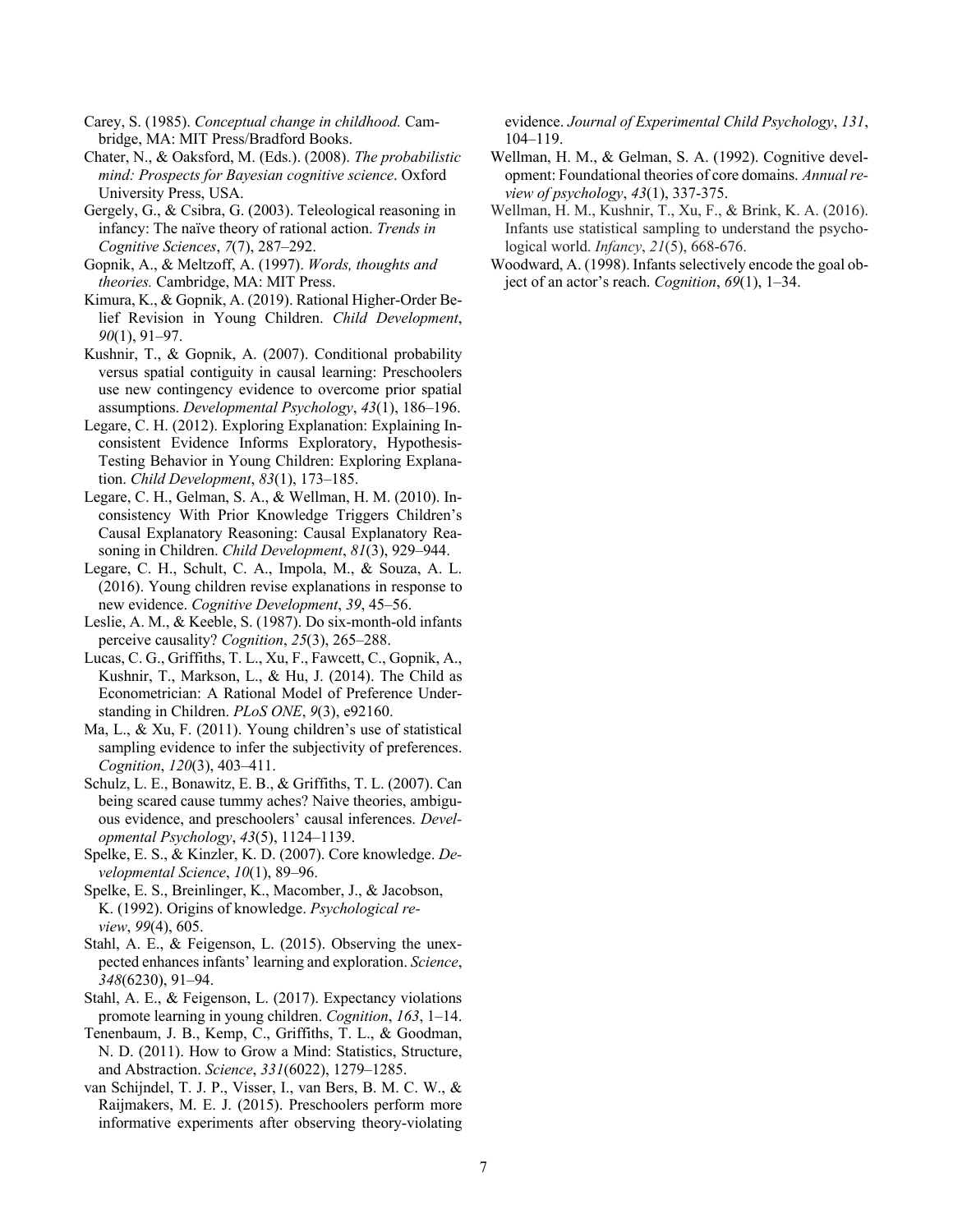Carey, S. (1985). *Conceptual change in childhood.* Cambridge, MA: MIT Press/Bradford Books.

Chater, N., & Oaksford, M. (Eds.). (2008). *The probabilistic mind: Prospects for Bayesian cognitive science*. Oxford University Press, USA.

Gergely, G., & Csibra, G. (2003). Teleological reasoning in infancy: The naïve theory of rational action. *Trends in Cognitive Sciences*, *7*(7), 287–292.

Gopnik, A., & Meltzoff, A. (1997). *Words, thoughts and theories.* Cambridge, MA: MIT Press.

Kimura, K., & Gopnik, A. (2019). Rational Higher-Order Belief Revision in Young Children. *Child Development*, *90*(1), 91–97.

Kushnir, T., & Gopnik, A. (2007). Conditional probability versus spatial contiguity in causal learning: Preschoolers use new contingency evidence to overcome prior spatial assumptions. *Developmental Psychology*, *43*(1), 186–196.

Legare, C. H. (2012). Exploring Explanation: Explaining Inconsistent Evidence Informs Exploratory, Hypothesis-Testing Behavior in Young Children: Exploring Explanation. *Child Development*, *83*(1), 173–185.

Legare, C. H., Gelman, S. A., & Wellman, H. M. (2010). Inconsistency With Prior Knowledge Triggers Children's Causal Explanatory Reasoning: Causal Explanatory Reasoning in Children. *Child Development*, *81*(3), 929–944.

Legare, C. H., Schult, C. A., Impola, M., & Souza, A. L. (2016). Young children revise explanations in response to new evidence. *Cognitive Development*, *39*, 45–56.

Leslie, A. M., & Keeble, S. (1987). Do six-month-old infants perceive causality? *Cognition*, *25*(3), 265–288.

Lucas, C. G., Griffiths, T. L., Xu, F., Fawcett, C., Gopnik, A., Kushnir, T., Markson, L., & Hu, J. (2014). The Child as Econometrician: A Rational Model of Preference Understanding in Children. *PLoS ONE*, *9*(3), e92160.

Ma, L., & Xu, F. (2011). Young children's use of statistical sampling evidence to infer the subjectivity of preferences. *Cognition*, *120*(3), 403–411.

Schulz, L. E., Bonawitz, E. B., & Griffiths, T. L. (2007). Can being scared cause tummy aches? Naive theories, ambiguous evidence, and preschoolers' causal inferences. *Developmental Psychology*, *43*(5), 1124–1139.

Spelke, E. S., & Kinzler, K. D. (2007). Core knowledge. *Developmental Science*, *10*(1), 89–96.

Spelke, E. S., Breinlinger, K., Macomber, J., & Jacobson, K. (1992). Origins of knowledge. *Psychological review*, *99*(4), 605.

Stahl, A. E., & Feigenson, L. (2015). Observing the unexpected enhances infants' learning and exploration. *Science*, *348*(6230), 91–94.

Stahl, A. E., & Feigenson, L. (2017). Expectancy violations promote learning in young children. *Cognition*, *163*, 1–14.

Tenenbaum, J. B., Kemp, C., Griffiths, T. L., & Goodman, N. D. (2011). How to Grow a Mind: Statistics, Structure, and Abstraction. *Science*, *331*(6022), 1279–1285.

van Schijndel, T. J. P., Visser, I., van Bers, B. M. C. W., & Raijmakers, M. E. J. (2015). Preschoolers perform more informative experiments after observing theory-violating evidence. *Journal of Experimental Child Psychology*, *131*, 104–119.

Wellman, H. M., & Gelman, S. A. (1992). Cognitive development: Foundational theories of core domains. *Annual review of psychology*, *43*(1), 337-375.

Wellman, H. M., Kushnir, T., Xu, F., & Brink, K. A. (2016). Infants use statistical sampling to understand the psychological world. *Infancy*, *21*(5), 668-676.

Woodward, A. (1998). Infants selectively encode the goal object of an actor's reach. *Cognition*, *69*(1), 1–34.